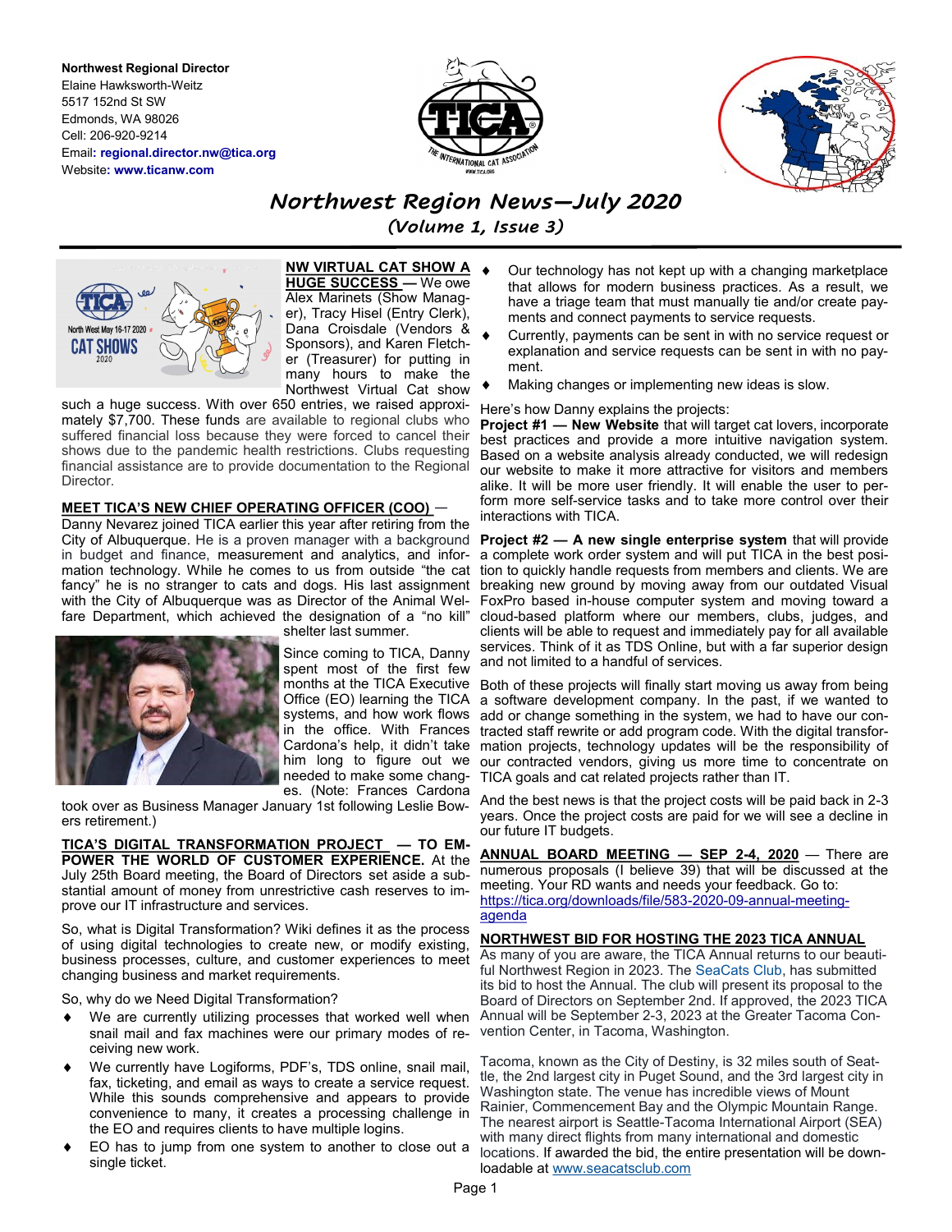**Northwest Regional Director**
Elaine Hawksworth-Weitz
5517 152nd St SW
Edmonds, WA 98026
Cell: 206-920-9214
Email: **regional.director.nw@tica.org**
Website: **www.ticanw.com**

# *Northwest Region News—July 2020*

## *(Volume 1, Issue 3)*

**NW VIRTUAL CAT SHOW A HUGE SUCCESS —** We owe Alex Marinets (Show Manager), Tracy Hisel (Entry Clerk), Dana Croisdale (Vendors & Sponsors), and Karen Fletcher (Treasurer) for putting in many hours to make the Northwest Virtual Cat show such a huge success. With over 650 entries, we raised approximately $7,700. These funds are available to regional clubs who suffered financial loss because they were forced to cancel their shows due to the pandemic health restrictions. Clubs requesting financial assistance are to provide documentation to the Regional Director.

**MEET TICA'S NEW CHIEF OPERATING OFFICER (COO)** — Danny Nevarez joined TICA earlier this year after retiring from the City of Albuquerque. He is a proven manager with a background in budget and finance, measurement and analytics, and information technology. While he comes to us from outside "the cat fancy" he is no stranger to cats and dogs. His last assignment with the City of Albuquerque was as Director of the Animal Welfare Department, which achieved the designation of a "no kill" shelter last summer.

Since coming to TICA, Danny spent most of the first few months at the TICA Executive Office (EO) learning the TICA systems, and how work flows in the office. With Frances Cardona's help, it didn't take him long to figure out we needed to make some changes. (Note: Frances Cardona took over as Business Manager January 1st following Leslie Bowers retirement.)

**TICA'S DIGITAL TRANSFORMATION PROJECT — TO EMPOWER THE WORLD OF CUSTOMER EXPERIENCE.** At the July 25th Board meeting, the Board of Directors set aside a substantial amount of money from unrestrictive cash reserves to improve our IT infrastructure and services.

So, what is Digital Transformation? Wiki defines it as the process of using digital technologies to create new, or modify existing, business processes, culture, and customer experiences to meet changing business and market requirements.

So, why do we Need Digital Transformation?

- We are currently utilizing processes that worked well when snail mail and fax machines were our primary modes of receiving new work.
- We currently have Logiforms, PDF's, TDS online, snail mail, fax, ticketing, and email as ways to create a service request. While this sounds comprehensive and appears to provide convenience to many, it creates a processing challenge in the EO and requires clients to have multiple logins.
- EO has to jump from one system to another to close out a single ticket.
- Our technology has not kept up with a changing marketplace that allows for modern business practices. As a result, we have a triage team that must manually tie and/or create payments and connect payments to service requests.
- Currently, payments can be sent in with no service request or explanation and service requests can be sent in with no payment.
- Making changes or implementing new ideas is slow.

Here's how Danny explains the projects:

**Project #1 — New Website** that will target cat lovers, incorporate best practices and provide a more intuitive navigation system. Based on a website analysis already conducted, we will redesign our website to make it more attractive for visitors and members alike. It will be more user friendly. It will enable the user to perform more self-service tasks and to take more control over their interactions with TICA.

**Project #2 — A new single enterprise system** that will provide a complete work order system and will put TICA in the best position to quickly handle requests from members and clients. We are breaking new ground by moving away from our outdated Visual FoxPro based in-house computer system and moving toward a cloud-based platform where our members, clubs, judges, and clients will be able to request and immediately pay for all available services. Think of it as TDS Online, but with a far superior design and not limited to a handful of services.

Both of these projects will finally start moving us away from being a software development company. In the past, if we wanted to add or change something in the system, we had to have our contracted staff rewrite or add program code. With the digital transformation projects, technology updates will be the responsibility of our contracted vendors, giving us more time to concentrate on TICA goals and cat related projects rather than IT.

And the best news is that the project costs will be paid back in 2-3 years. Once the project costs are paid for we will see a decline in our future IT budgets.

**ANNUAL BOARD MEETING — SEP 2-4, 2020** — There are numerous proposals (I believe 39) that will be discussed at the meeting. Your RD wants and needs your feedback. Go to: https://tica.org/downloads/file/583-2020-09-annual-meeting-agenda

**NORTHWEST BID FOR HOSTING THE 2023 TICA ANNUAL**

As many of you are aware, the TICA Annual returns to our beautiful Northwest Region in 2023. The SeaCats Club, has submitted its bid to host the Annual. The club will present its proposal to the Board of Directors on September 2nd. If approved, the 2023 TICA Annual will be September 2-3, 2023 at the Greater Tacoma Convention Center, in Tacoma, Washington.

Tacoma, known as the City of Destiny, is 32 miles south of Seattle, the 2nd largest city in Puget Sound, and the 3rd largest city in Washington state. The venue has incredible views of Mount Rainier, Commencement Bay and the Olympic Mountain Range. The nearest airport is Seattle-Tacoma International Airport (SEA) with many direct flights from many international and domestic locations. If awarded the bid, the entire presentation will be downloadable at www.seacatsclub.com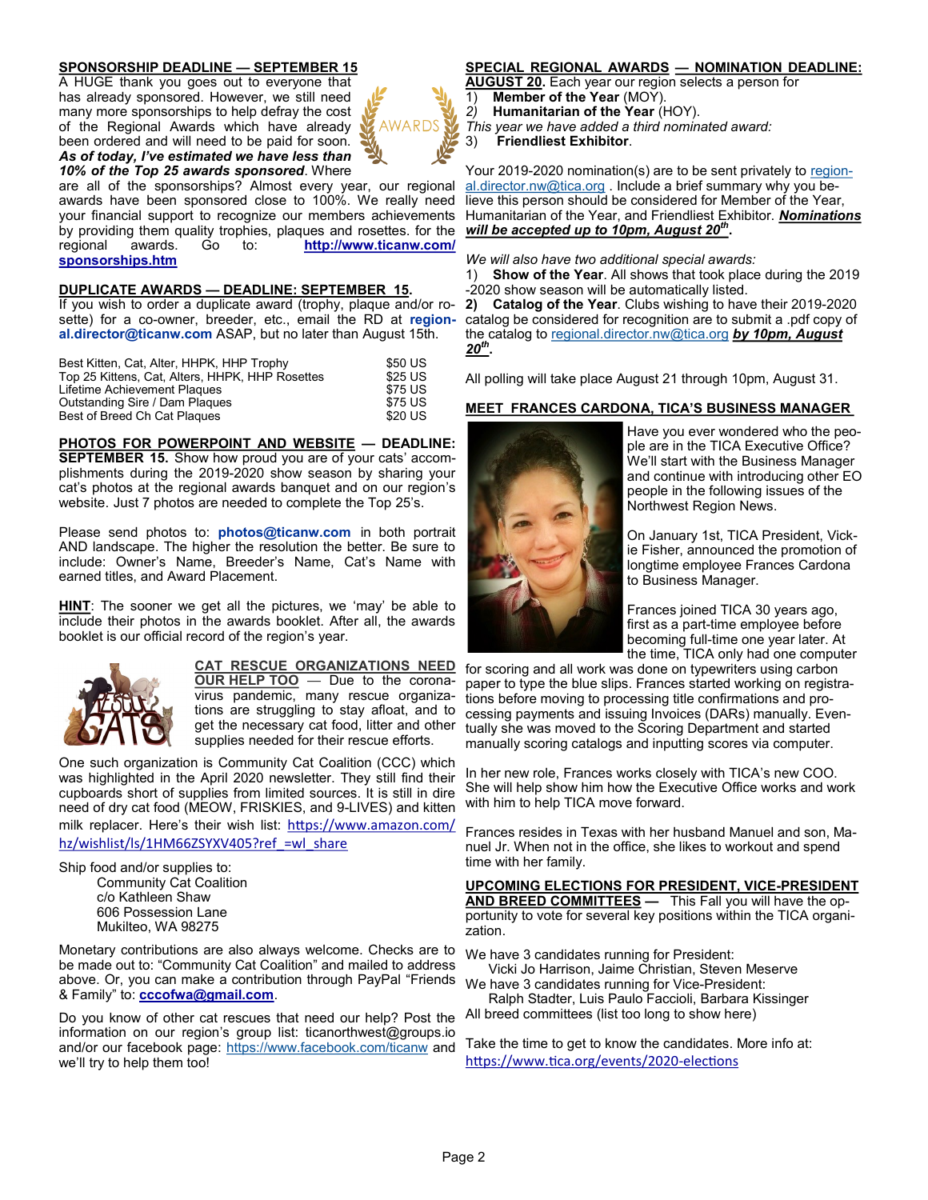## SPONSORSHIP DEADLINE — SEPTEMBER 15

A HUGE thank you goes out to everyone that has already sponsored. However, we still need many more sponsorships to help defray the cost of the Regional Awards which have already been ordered and will need to be paid for soon. ***As of today, I've estimated we have less than 10% of the Top 25 awards sponsored***. Where are all of the sponsorships? Almost every year, our regional awards have been sponsored close to 100%. We really need your financial support to recognize our members achievements by providing them quality trophies, plaques and rosettes. for the regional awards. Go to: **http://www.ticanw.com/sponsorships.htm**

## DUPLICATE AWARDS — DEADLINE: SEPTEMBER 15.

If you wish to order a duplicate award (trophy, plaque and/or rosette) for a co-owner, breeder, etc., email the RD at **regional.director@ticanw.com** ASAP, but no later than August 15th.

| | |
|---|---|
| Best Kitten, Cat, Alter, HHPK, HHP Trophy | $50 US |
| Top 25 Kittens, Cat, Alters, HHPK, HHP Rosettes | $25 US |
| Lifetime Achievement Plaques | $75 US |
| Outstanding Sire / Dam Plaques | $75 US |
| Best of Breed Ch Cat Plaques | $20 US |

## PHOTOS FOR POWERPOINT AND WEBSITE — DEADLINE: SEPTEMBER 15.

Show how proud you are of your cats' accomplishments during the 2019-2020 show season by sharing your cat's photos at the regional awards banquet and on our region's website. Just 7 photos are needed to complete the Top 25's.

Please send photos to: **photos@ticanw.com** in both portrait AND landscape. The higher the resolution the better. Be sure to include: Owner's Name, Breeder's Name, Cat's Name with earned titles, and Award Placement.

**HINT**: The sooner we get all the pictures, we 'may' be able to include their photos in the awards booklet. After all, the awards booklet is our official record of the region's year.

## CAT RESCUE ORGANIZATIONS NEED OUR HELP TOO

— Due to the coronavirus pandemic, many rescue organizations are struggling to stay afloat, and to get the necessary cat food, litter and other supplies needed for their rescue efforts.

One such organization is Community Cat Coalition (CCC) which was highlighted in the April 2020 newsletter. They still find their cupboards short of supplies from limited sources. It is still in dire need of dry cat food (MEOW, FRISKIES, and 9-LIVES) and kitten milk replacer. Here's their wish list: https://www.amazon.com/hz/wishlist/ls/1HM66ZSYXV405?ref_=wl_share

Ship food and/or supplies to:

Community Cat Coalition
c/o Kathleen Shaw
606 Possession Lane
Mukilteo, WA 98275

Monetary contributions are also always welcome. Checks are to be made out to: "Community Cat Coalition" and mailed to address above. Or, you can make a contribution through PayPal "Friends & Family" to: **cccofwa@gmail.com**.

Do you know of other cat rescues that need our help? Post the information on our region's group list: ticanorthwest@groups.io and/or our facebook page: https://www.facebook.com/ticanw and we'll try to help them too!

## SPECIAL REGIONAL AWARDS — NOMINATION DEADLINE: AUGUST 20.

Each year our region selects a person for

1) **Member of the Year** (MOY).
2) **Humanitarian of the Year** (HOY).

*This year we have added a third nominated award:*

3) **Friendliest Exhibitor**.

Your 2019-2020 nomination(s) are to be sent privately to regional.director.nw@tica.org . Include a brief summary why you believe this person should be considered for Member of the Year, Humanitarian of the Year, and Friendliest Exhibitor. ***Nominations will be accepted up to 10pm, August 20th***.

*We will also have two additional special awards:*

1) **Show of the Year**. All shows that took place during the 2019-2020 show season will be automatically listed.
2) **Catalog of the Year**. Clubs wishing to have their 2019-2020 catalog be considered for recognition are to submit a .pdf copy of the catalog to regional.director.nw@tica.org ***by 10pm, August 20th***.

All polling will take place August 21 through 10pm, August 31.

## MEET FRANCES CARDONA, TICA'S BUSINESS MANAGER

Have you ever wondered who the people are in the TICA Executive Office? We'll start with the Business Manager and continue with introducing other EO people in the following issues of the Northwest Region News.

On January 1st, TICA President, Vickie Fisher, announced the promotion of longtime employee Frances Cardona to Business Manager.

Frances joined TICA 30 years ago, first as a part-time employee before becoming full-time one year later. At the time, TICA only had one computer for scoring and all work was done on typewriters using carbon paper to type the blue slips. Frances started working on registrations before moving to processing title confirmations and processing payments and issuing Invoices (DARs) manually. Eventually she was moved to the Scoring Department and started manually scoring catalogs and inputting scores via computer.

In her new role, Frances works closely with TICA's new COO. She will help show him how the Executive Office works and work with him to help TICA move forward.

Frances resides in Texas with her husband Manuel and son, Manuel Jr. When not in the office, she likes to workout and spend time with her family.

## UPCOMING ELECTIONS FOR PRESIDENT, VICE-PRESIDENT AND BREED COMMITTEES —

This Fall you will have the opportunity to vote for several key positions within the TICA organization.

We have 3 candidates running for President:
Vicki Jo Harrison, Jaime Christian, Steven Meserve
We have 3 candidates running for Vice-President:
Ralph Stadter, Luis Paulo Faccioli, Barbara Kissinger
All breed committees (list too long to show here)

Take the time to get to know the candidates. More info at: https://www.tica.org/events/2020-elections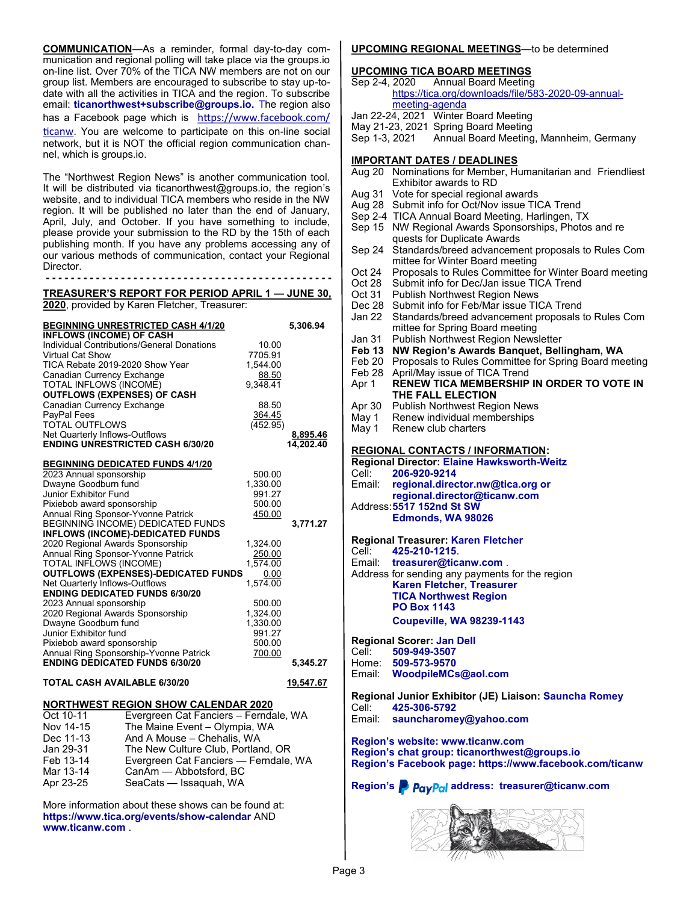**COMMUNICATION**—As a reminder, formal day-to-day communication and regional polling will take place via the groups.io on-line list. Over 70% of the TICA NW members are not on our group list. Members are encouraged to subscribe to stay up-to-date with all the activities in TICA and the region. To subscribe email: **ticanorthwest+subscribe@groups.io.** The region also has a Facebook page which is https://www.facebook.com/ticanw. You are welcome to participate on this on-line social network, but it is NOT the official region communication channel, which is groups.io.

The "Northwest Region News" is another communication tool. It will be distributed via ticanorthwest@groups.io, the region's website, and to individual TICA members who reside in the NW region. It will be published no later than the end of January, April, July, and October. If you have something to include, please provide your submission to the RD by the 15th of each publishing month. If you have any problems accessing any of our various methods of communication, contact your Regional Director.

---

**TREASURER'S REPORT FOR PERIOD APRIL 1 — JUNE 30, 2020**, provided by Karen Fletcher, Treasurer:

| | | |
|---|---|---|
| **BEGINNING UNRESTRICTED CASH 4/1/20** | | **5,306.94** |
| **INFLOWS (INCOME) OF CASH** | | |
| Individual Contributions/General Donations | 10.00 | |
| Virtual Cat Show | 7705.91 | |
| TICA Rebate 2019-2020 Show Year | 1,544.00 | |
| Canadian Currency Exchange | 88.50 | |
| TOTAL INFLOWS (INCOME) | 9,348.41 | |
| **OUTFLOWS (EXPENSES) OF CASH** | | |
| Canadian Currency Exchange | 88.50 | |
| PayPal Fees | 364.45 | |
| TOTAL OUTFLOWS | (452.95) | |
| Net Quarterly Inflows-Outflows | | 8,895.46 |
| **ENDING UNRESTRICTED CASH 6/30/20** | | **14,202.40** |
| **BEGINNING DEDICATED FUNDS 4/1/20** | | |
| 2023 Annual sponsorship | 500.00 | |
| Dwayne Goodburn fund | 1,330.00 | |
| Junior Exhibitor Fund | 991.27 | |
| Pixiebob award sponsorship | 500.00 | |
| Annual Ring Sponsor-Yvonne Patrick | 450.00 | |
| BEGINNING INCOME) DEDICATED FUNDS | | **3,771.27** |
| **INFLOWS (INCOME)-DEDICATED FUNDS** | | |
| 2020 Regional Awards Sponsorship | 1,324.00 | |
| Annual Ring Sponsor-Yvonne Patrick | 250.00 | |
| TOTAL INFLOWS (INCOME) | 1,574.00 | |
| **OUTFLOWS (EXPENSES)-DEDICATED FUNDS** | 0.00 | |
| Net Quarterly Inflows-Outflows | 1,574.00 | |
| **ENDING DEDICATED FUNDS 6/30/20** | | |
| 2023 Annual sponsorship | 500.00 | |
| 2020 Regional Awards Sponsorship | 1,324.00 | |
| Dwayne Goodburn fund | 1,330.00 | |
| Junior Exhibitor fund | 991.27 | |
| Pixiebob award sponsorship | 500.00 | |
| Annual Ring Sponsorship-Yvonne Patrick | 700.00 | |
| **ENDING DEDICATED FUNDS 6/30/20** | | **5,345.27** |
| **TOTAL CASH AVAILABLE 6/30/20** | | **19,547.67** |

**NORTHWEST REGION SHOW CALENDAR 2020**

| | |
|---|---|
| Oct 10-11 | Evergreen Cat Fanciers – Ferndale, WA |
| Nov 14-15 | The Maine Event – Olympia, WA |
| Dec 11-13 | And A Mouse – Chehalis, WA |
| Jan 29-31 | The New Culture Club, Portland, OR |
| Feb 13-14 | Evergreen Cat Fanciers — Ferndale, WA |
| Mar 13-14 | CanAm — Abbotsford, BC |
| Apr 23-25 | SeaCats — Issaquah, WA |

More information about these shows can be found at: **https://www.tica.org/events/show-calendar** AND **www.ticanw.com** .

**UPCOMING REGIONAL MEETINGS**—to be determined

**UPCOMING TICA BOARD MEETINGS**

Sep 2-4, 2020 Annual Board Meeting
https://tica.org/downloads/file/583-2020-09-annual-meeting-agenda
Jan 22-24, 2021 Winter Board Meeting
May 21-23, 2021 Spring Board Meeting
Sep 1-3, 2021 Annual Board Meeting, Mannheim, Germany

**IMPORTANT DATES / DEADLINES**

| | |
|---|---|
| Aug 20 | Nominations for Member, Humanitarian and Friendliest Exhibitor awards to RD |
| Aug 31 | Vote for special regional awards |
| Aug 28 | Submit info for Oct/Nov issue TICA Trend |
| Sep 2-4 | TICA Annual Board Meeting, Harlingen, TX |
| Sep 15 | NW Regional Awards Sponsorships, Photos and requests for Duplicate Awards |
| Sep 24 | Standards/breed advancement proposals to Rules Committee for Winter Board meeting |
| Oct 24 | Proposals to Rules Committee for Winter Board meeting |
| Oct 28 | Submit info for Dec/Jan issue TICA Trend |
| Oct 31 | Publish Northwest Region News |
| Dec 28 | Submit info for Feb/Mar issue TICA Trend |
| Jan 22 | Standards/breed advancement proposals to Rules Committee for Spring Board meeting |
| Jan 31 | Publish Northwest Region Newsletter |
| **Feb 13** | **NW Region's Awards Banquet, Bellingham, WA** |
| Feb 20 | Proposals to Rules Committee for Spring Board meeting |
| Feb 28 | April/May issue of TICA Trend |
| Apr 1 | **RENEW TICA MEMBERSHIP IN ORDER TO VOTE IN THE FALL ELECTION** |
| Apr 30 | Publish Northwest Region News |
| May 1 | Renew individual memberships |
| May 1 | Renew club charters |

**REGIONAL CONTACTS / INFORMATION:**

**Regional Director: Elaine Hawksworth-Weitz**
Cell: **206-920-9214**
Email: **regional.director.nw@tica.org or regional.director@ticanw.com**
Address: **5517 152nd St SW Edmonds, WA 98026**

**Regional Treasurer: Karen Fletcher**
Cell: **425-210-1215**.
Email: **treasurer@ticanw.com** .
Address for sending any payments for the region
**Karen Fletcher, Treasurer**
**TICA Northwest Region**
**PO Box 1143**
**Coupeville, WA 98239-1143**

**Regional Scorer: Jan Dell**
Cell: **509-949-3507**
Home: **509-573-9570**
Email: **WoodpileMCs@aol.com**

**Regional Junior Exhibitor (JE) Liaison: Sauncha Romey**
Cell: **425-306-5792**
Email: **saunchaomey@yahoo.com**

**Region's website: www.ticanw.com**
**Region's chat group: ticanorthwest@groups.io**
**Region's Facebook page: https://www.facebook.com/ticanw**

**Region's PayPal address: treasurer@ticanw.com**